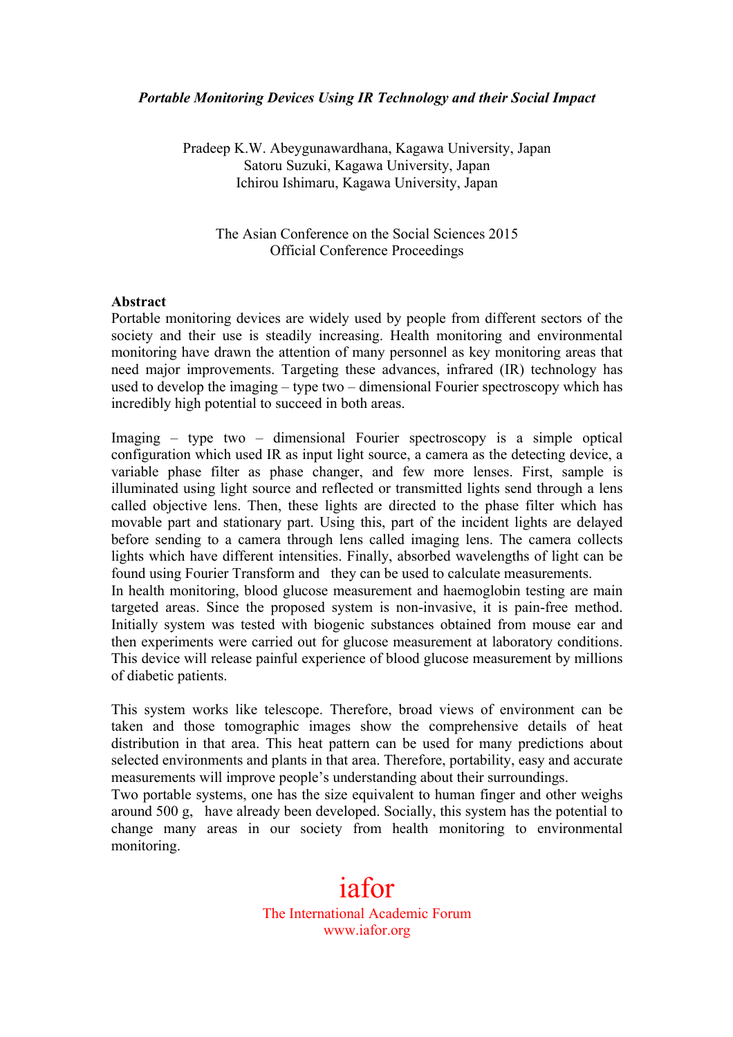***Portable Monitoring Devices Using IR Technology and their Social Impact***

Pradeep K.W. Abeygunawardhana, Kagawa University, Japan
Satoru Suzuki, Kagawa University, Japan
Ichirou Ishimaru, Kagawa University, Japan

The Asian Conference on the Social Sciences 2015
Official Conference Proceedings

**Abstract**

Portable monitoring devices are widely used by people from different sectors of the society and their use is steadily increasing. Health monitoring and environmental monitoring have drawn the attention of many personnel as key monitoring areas that need major improvements. Targeting these advances, infrared (IR) technology has used to develop the imaging – type two – dimensional Fourier spectroscopy which has incredibly high potential to succeed in both areas.

Imaging – type two – dimensional Fourier spectroscopy is a simple optical configuration which used IR as input light source, a camera as the detecting device, a variable phase filter as phase changer, and few more lenses. First, sample is illuminated using light source and reflected or transmitted lights send through a lens called objective lens. Then, these lights are directed to the phase filter which has movable part and stationary part. Using this, part of the incident lights are delayed before sending to a camera through lens called imaging lens. The camera collects lights which have different intensities. Finally, absorbed wavelengths of light can be found using Fourier Transform and they can be used to calculate measurements.
In health monitoring, blood glucose measurement and haemoglobin testing are main targeted areas. Since the proposed system is non-invasive, it is pain-free method. Initially system was tested with biogenic substances obtained from mouse ear and then experiments were carried out for glucose measurement at laboratory conditions. This device will release painful experience of blood glucose measurement by millions of diabetic patients.

This system works like telescope. Therefore, broad views of environment can be taken and those tomographic images show the comprehensive details of heat distribution in that area. This heat pattern can be used for many predictions about selected environments and plants in that area. Therefore, portability, easy and accurate measurements will improve people's understanding about their surroundings.
Two portable systems, one has the size equivalent to human finger and other weighs around 500 g, have already been developed. Socially, this system has the potential to change many areas in our society from health monitoring to environmental monitoring.

iafor
The International Academic Forum
www.iafor.org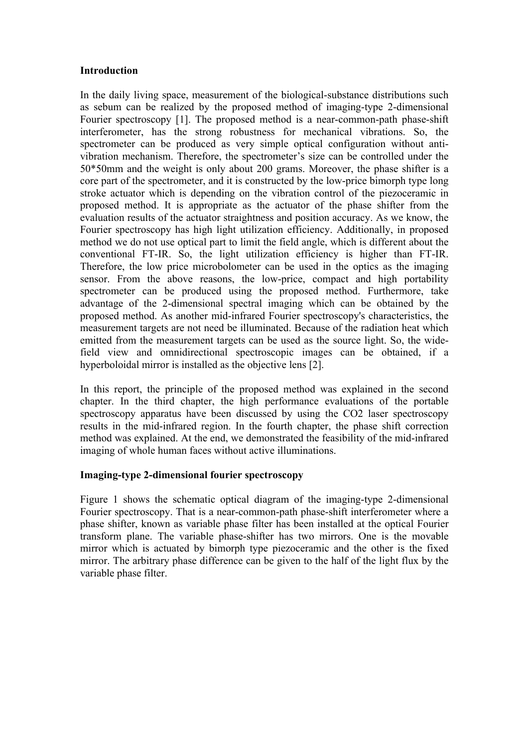**Introduction**

In the daily living space, measurement of the biological-substance distributions such as sebum can be realized by the proposed method of imaging-type 2-dimensional Fourier spectroscopy [1]. The proposed method is a near-common-path phase-shift interferometer, has the strong robustness for mechanical vibrations. So, the spectrometer can be produced as very simple optical configuration without anti-vibration mechanism. Therefore, the spectrometer's size can be controlled under the 50*50mm and the weight is only about 200 grams. Moreover, the phase shifter is a core part of the spectrometer, and it is constructed by the low-price bimorph type long stroke actuator which is depending on the vibration control of the piezoceramic in proposed method. It is appropriate as the actuator of the phase shifter from the evaluation results of the actuator straightness and position accuracy. As we know, the Fourier spectroscopy has high light utilization efficiency. Additionally, in proposed method we do not use optical part to limit the field angle, which is different about the conventional FT-IR. So, the light utilization efficiency is higher than FT-IR. Therefore, the low price microbolometer can be used in the optics as the imaging sensor. From the above reasons, the low-price, compact and high portability spectrometer can be produced using the proposed method. Furthermore, take advantage of the 2-dimensional spectral imaging which can be obtained by the proposed method. As another mid-infrared Fourier spectroscopy's characteristics, the measurement targets are not need be illuminated. Because of the radiation heat which emitted from the measurement targets can be used as the source light. So, the wide-field view and omnidirectional spectroscopic images can be obtained, if a hyperboloidal mirror is installed as the objective lens [2].

In this report, the principle of the proposed method was explained in the second chapter. In the third chapter, the high performance evaluations of the portable spectroscopy apparatus have been discussed by using the $CO_2$ laser spectroscopy results in the mid-infrared region. In the fourth chapter, the phase shift correction method was explained. At the end, we demonstrated the feasibility of the mid-infrared imaging of whole human faces without active illuminations.

**Imaging-type 2-dimensional fourier spectroscopy**

Figure 1 shows the schematic optical diagram of the imaging-type 2-dimensional Fourier spectroscopy. That is a near-common-path phase-shift interferometer where a phase shifter, known as variable phase filter has been installed at the optical Fourier transform plane. The variable phase-shifter has two mirrors. One is the movable mirror which is actuated by bimorph type piezoceramic and the other is the fixed mirror. The arbitrary phase difference can be given to the half of the light flux by the variable phase filter.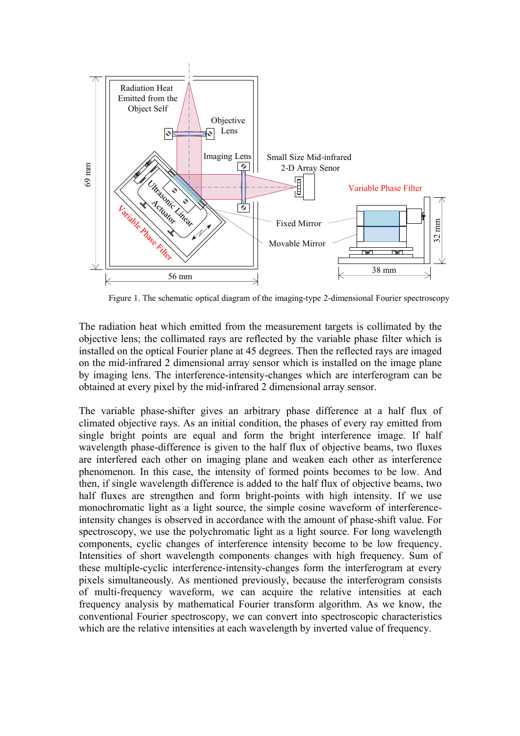Figure 1. The schematic optical diagram of the imaging-type 2-dimensional Fourier spectroscopy

The radiation heat which emitted from the measurement targets is collimated by the objective lens; the collimated rays are reflected by the variable phase filter which is installed on the optical Fourier plane at 45 degrees. Then the reflected rays are imaged on the mid-infrared 2 dimensional array sensor which is installed on the image plane by imaging lens. The interference-intensity-changes which are interferogram can be obtained at every pixel by the mid-infrared 2 dimensional array sensor.

The variable phase-shifter gives an arbitrary phase difference at a half flux of climated objective rays. As an initial condition, the phases of every ray emitted from single bright points are equal and form the bright interference image. If half wavelength phase-difference is given to the half flux of objective beams, two fluxes are interfered each other on imaging plane and weaken each other as interference phenomenon. In this case, the intensity of formed points becomes to be low. And then, if single wavelength difference is added to the half flux of objective beams, two half fluxes are strengthen and form bright-points with high intensity. If we use monochromatic light as a light source, the simple cosine waveform of interference-intensity changes is observed in accordance with the amount of phase-shift value. For spectroscopy, we use the polychromatic light as a light source. For long wavelength components, cyclic changes of interference intensity become to be low frequency. Intensities of short wavelength components changes with high frequency. Sum of these multiple-cyclic interference-intensity-changes form the interferogram at every pixels simultaneously. As mentioned previously, because the interferogram consists of multi-frequency waveform, we can acquire the relative intensities at each frequency analysis by mathematical Fourier transform algorithm. As we know, the conventional Fourier spectroscopy, we can convert into spectroscopic characteristics which are the relative intensities at each wavelength by inverted value of frequency.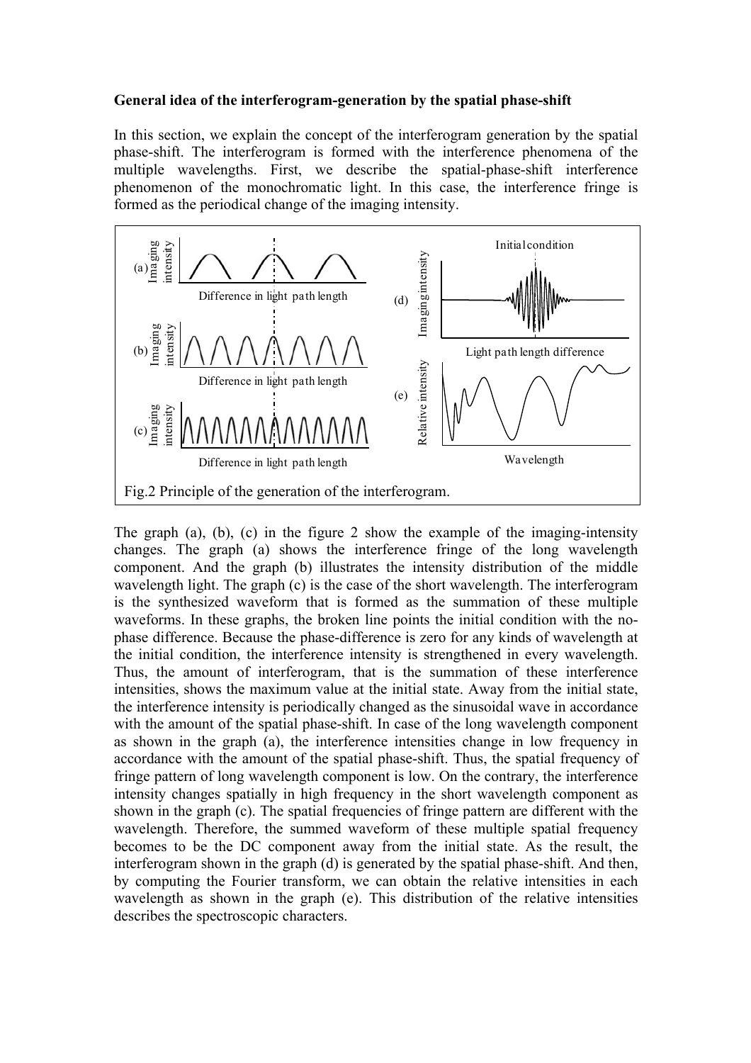**General idea of the interferogram-generation by the spatial phase-shift**

In this section, we explain the concept of the interferogram generation by the spatial phase-shift. The interferogram is formed with the interference phenomena of the multiple wavelengths. First, we describe the spatial-phase-shift interference phenomenon of the monochromatic light. In this case, the interference fringe is formed as the periodical change of the imaging intensity.

(a) Imaging intensity

Difference in light path length

(b) Imaging intensity

Difference in light path length

(c) Imaging intensity

Difference in light path length

(d) Imaging intensity

Initial condition

Light path length difference

(e) Relative intensity

Wavelength

Fig.2 Principle of the generation of the interferogram.

The graph (a), (b), (c) in the figure 2 show the example of the imaging-intensity changes. The graph (a) shows the interference fringe of the long wavelength component. And the graph (b) illustrates the intensity distribution of the middle wavelength light. The graph (c) is the case of the short wavelength. The interferogram is the synthesized waveform that is formed as the summation of these multiple waveforms. In these graphs, the broken line points the initial condition with the no-phase difference. Because the phase-difference is zero for any kinds of wavelength at the initial condition, the interference intensity is strengthened in every wavelength. Thus, the amount of interferogram, that is the summation of these interference intensities, shows the maximum value at the initial state. Away from the initial state, the interference intensity is periodically changed as the sinusoidal wave in accordance with the amount of the spatial phase-shift. In case of the long wavelength component as shown in the graph (a), the interference intensities change in low frequency in accordance with the amount of the spatial phase-shift. Thus, the spatial frequency of fringe pattern of long wavelength component is low. On the contrary, the interference intensity changes spatially in high frequency in the short wavelength component as shown in the graph (c). The spatial frequencies of fringe pattern are different with the wavelength. Therefore, the summed waveform of these multiple spatial frequency becomes to be the DC component away from the initial state. As the result, the interferogram shown in the graph (d) is generated by the spatial phase-shift. And then, by computing the Fourier transform, we can obtain the relative intensities in each wavelength as shown in the graph (e). This distribution of the relative intensities describes the spectroscopic characters.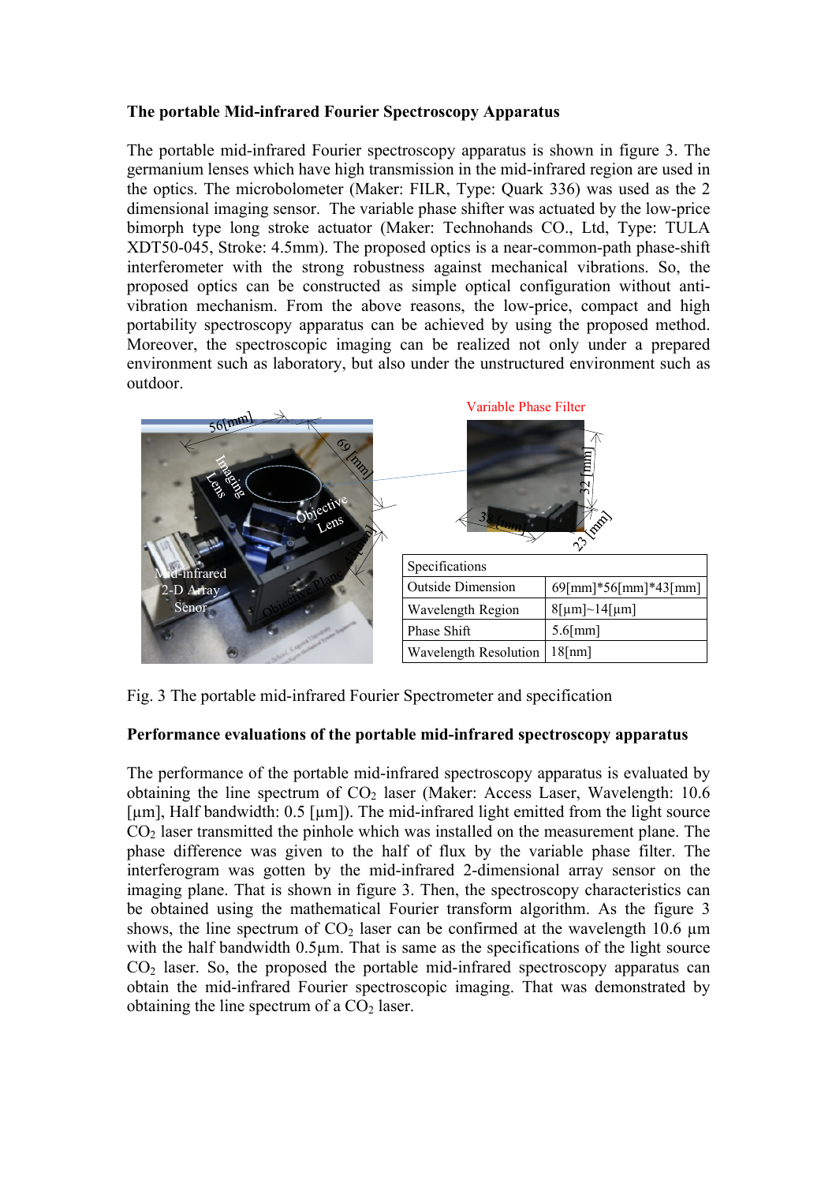**The portable Mid-infrared Fourier Spectroscopy Apparatus**

The portable mid-infrared Fourier spectroscopy apparatus is shown in figure 3. The germanium lenses which have high transmission in the mid-infrared region are used in the optics. The microbolometer (Maker: FILR, Type: Quark 336) was used as the 2 dimensional imaging sensor. The variable phase shifter was actuated by the low-price bimorph type long stroke actuator (Maker: Technohands CO., Ltd, Type: TULA XDT50-045, Stroke: 4.5mm). The proposed optics is a near-common-path phase-shift interferometer with the strong robustness against mechanical vibrations. So, the proposed optics can be constructed as simple optical configuration without anti-vibration mechanism. From the above reasons, the low-price, compact and high portability spectroscopy apparatus can be achieved by using the proposed method. Moreover, the spectroscopic imaging can be realized not only under a prepared environment such as laboratory, but also under the unstructured environment such as outdoor.

| Specifications | |
|---|---|
| Outside Dimension | 69[mm]*56[mm]*43[mm] |
| Wavelength Region | 8[μm]~14[μm] |
| Phase Shift | 5.6[mm] |
| Wavelength Resolution | 18[nm] |

Fig. 3 The portable mid-infrared Fourier Spectrometer and specification

**Performance evaluations of the portable mid-infrared spectroscopy apparatus**

The performance of the portable mid-infrared spectroscopy apparatus is evaluated by obtaining the line spectrum of $CO_2$ laser (Maker: Access Laser, Wavelength: 10.6 [μm], Half bandwidth: 0.5 [μm]). The mid-infrared light emitted from the light source $CO_2$ laser transmitted the pinhole which was installed on the measurement plane. The phase difference was given to the half of flux by the variable phase filter. The interferogram was gotten by the mid-infrared 2-dimensional array sensor on the imaging plane. That is shown in figure 3. Then, the spectroscopy characteristics can be obtained using the mathematical Fourier transform algorithm. As the figure 3 shows, the line spectrum of $CO_2$ laser can be confirmed at the wavelength 10.6 μm with the half bandwidth 0.5μm. That is same as the specifications of the light source $CO_2$ laser. So, the proposed the portable mid-infrared spectroscopy apparatus can obtain the mid-infrared Fourier spectroscopic imaging. That was demonstrated by obtaining the line spectrum of a $CO_2$ laser.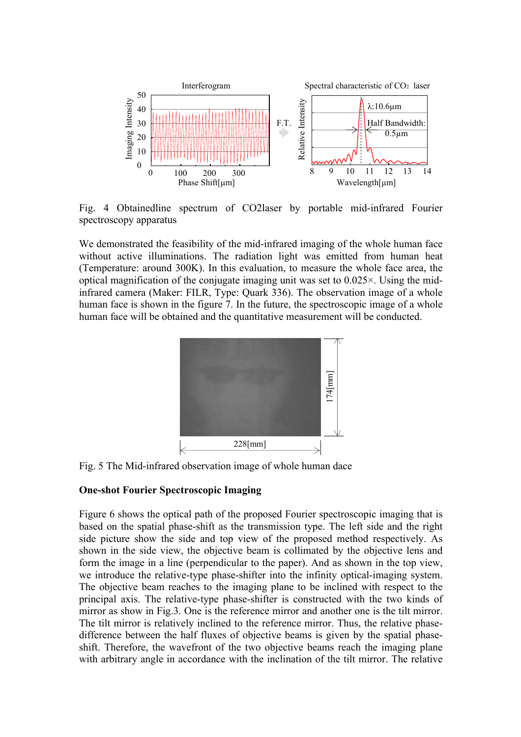Fig. 4 Obtainedline spectrum of CO2laser by portable mid-infrared Fourier spectroscopy apparatus

We demonstrated the feasibility of the mid-infrared imaging of the whole human face without active illuminations. The radiation light was emitted from human heat (Temperature: around 300K). In this evaluation, to measure the whole face area, the optical magnification of the conjugate imaging unit was set to 0.025×. Using the mid-infrared camera (Maker: FILR, Type: Quark 336). The observation image of a whole human face is shown in the figure 7. In the future, the spectroscopic image of a whole human face will be obtained and the quantitative measurement will be conducted.

Fig. 5 The Mid-infrared observation image of whole human dace

**One-shot Fourier Spectroscopic Imaging**

Figure 6 shows the optical path of the proposed Fourier spectroscopic imaging that is based on the spatial phase-shift as the transmission type. The left side and the right side picture show the side and top view of the proposed method respectively. As shown in the side view, the objective beam is collimated by the objective lens and form the image in a line (perpendicular to the paper). And as shown in the top view, we introduce the relative-type phase-shifter into the infinity optical-imaging system. The objective beam reaches to the imaging plane to be inclined with respect to the principal axis. The relative-type phase-shifter is constructed with the two kinds of mirror as show in Fig.3. One is the reference mirror and another one is the tilt mirror. The tilt mirror is relatively inclined to the reference mirror. Thus, the relative phase-difference between the half fluxes of objective beams is given by the spatial phase-shift. Therefore, the wavefront of the two objective beams reach the imaging plane with arbitrary angle in accordance with the inclination of the tilt mirror. The relative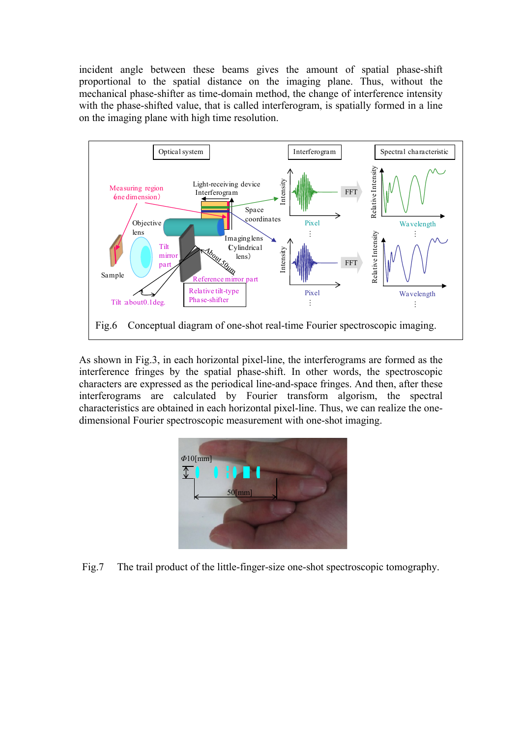incident angle between these beams gives the amount of spatial phase-shift proportional to the spatial distance on the imaging plane. Thus, without the mechanical phase-shifter as time-domain method, the change of interference intensity with the phase-shifted value, that is called interferogram, is spatially formed in a line on the imaging plane with high time resolution.

Fig.6 Conceptual diagram of one-shot real-time Fourier spectroscopic imaging.

As shown in Fig.3, in each horizontal pixel-line, the interferograms are formed as the interference fringes by the spatial phase-shift. In other words, the spectroscopic characters are expressed as the periodical line-and-space fringes. And then, after these interferograms are calculated by Fourier transform algorism, the spectral characteristics are obtained in each horizontal pixel-line. Thus, we can realize the one-dimensional Fourier spectroscopic measurement with one-shot imaging.

Fig.7 The trail product of the little-finger-size one-shot spectroscopic tomography.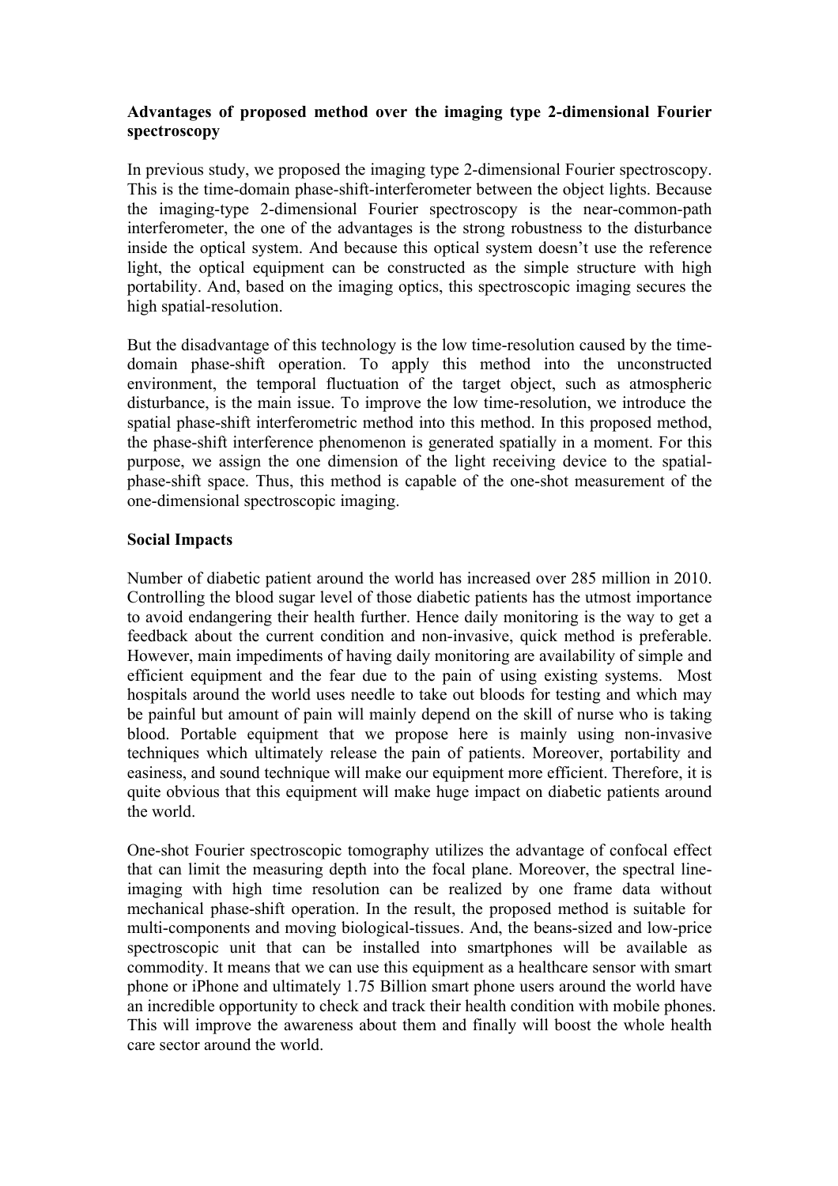**Advantages of proposed method over the imaging type 2-dimensional Fourier spectroscopy**

In previous study, we proposed the imaging type 2-dimensional Fourier spectroscopy. This is the time-domain phase-shift-interferometer between the object lights. Because the imaging-type 2-dimensional Fourier spectroscopy is the near-common-path interferometer, the one of the advantages is the strong robustness to the disturbance inside the optical system. And because this optical system doesn't use the reference light, the optical equipment can be constructed as the simple structure with high portability. And, based on the imaging optics, this spectroscopic imaging secures the high spatial-resolution.

But the disadvantage of this technology is the low time-resolution caused by the time-domain phase-shift operation. To apply this method into the unconstructed environment, the temporal fluctuation of the target object, such as atmospheric disturbance, is the main issue. To improve the low time-resolution, we introduce the spatial phase-shift interferometric method into this method. In this proposed method, the phase-shift interference phenomenon is generated spatially in a moment. For this purpose, we assign the one dimension of the light receiving device to the spatial-phase-shift space. Thus, this method is capable of the one-shot measurement of the one-dimensional spectroscopic imaging.

**Social Impacts**

Number of diabetic patient around the world has increased over 285 million in 2010. Controlling the blood sugar level of those diabetic patients has the utmost importance to avoid endangering their health further. Hence daily monitoring is the way to get a feedback about the current condition and non-invasive, quick method is preferable. However, main impediments of having daily monitoring are availability of simple and efficient equipment and the fear due to the pain of using existing systems. Most hospitals around the world uses needle to take out bloods for testing and which may be painful but amount of pain will mainly depend on the skill of nurse who is taking blood. Portable equipment that we propose here is mainly using non-invasive techniques which ultimately release the pain of patients. Moreover, portability and easiness, and sound technique will make our equipment more efficient. Therefore, it is quite obvious that this equipment will make huge impact on diabetic patients around the world.

One-shot Fourier spectroscopic tomography utilizes the advantage of confocal effect that can limit the measuring depth into the focal plane. Moreover, the spectral line-imaging with high time resolution can be realized by one frame data without mechanical phase-shift operation. In the result, the proposed method is suitable for multi-components and moving biological-tissues. And, the beans-sized and low-price spectroscopic unit that can be installed into smartphones will be available as commodity. It means that we can use this equipment as a healthcare sensor with smart phone or iPhone and ultimately 1.75 Billion smart phone users around the world have an incredible opportunity to check and track their health condition with mobile phones. This will improve the awareness about them and finally will boost the whole health care sector around the world.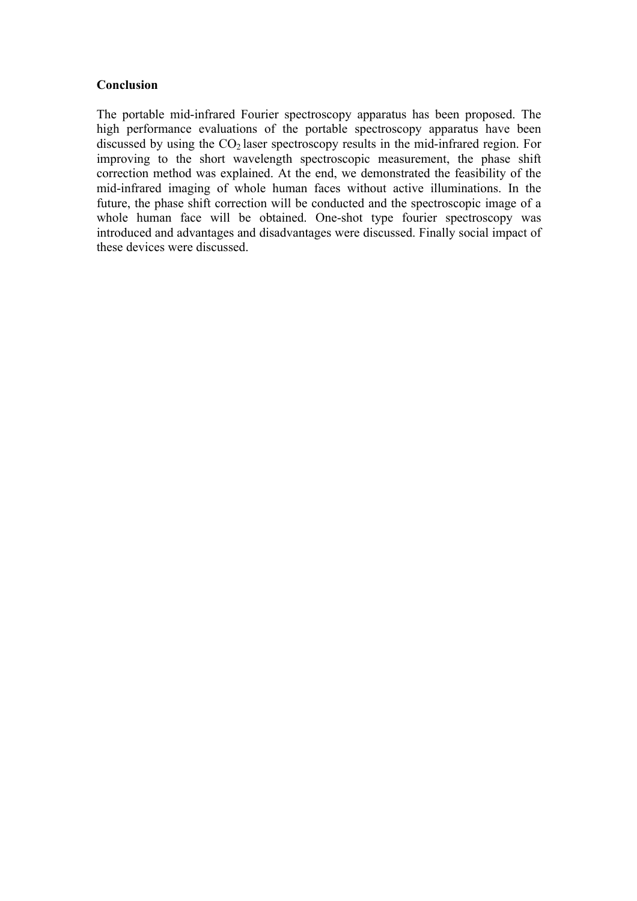## Conclusion

The portable mid-infrared Fourier spectroscopy apparatus has been proposed. The high performance evaluations of the portable spectroscopy apparatus have been discussed by using the $CO_2$ laser spectroscopy results in the mid-infrared region. For improving to the short wavelength spectroscopic measurement, the phase shift correction method was explained. At the end, we demonstrated the feasibility of the mid-infrared imaging of whole human faces without active illuminations. In the future, the phase shift correction will be conducted and the spectroscopic image of a whole human face will be obtained. One-shot type fourier spectroscopy was introduced and advantages and disadvantages were discussed. Finally social impact of these devices were discussed.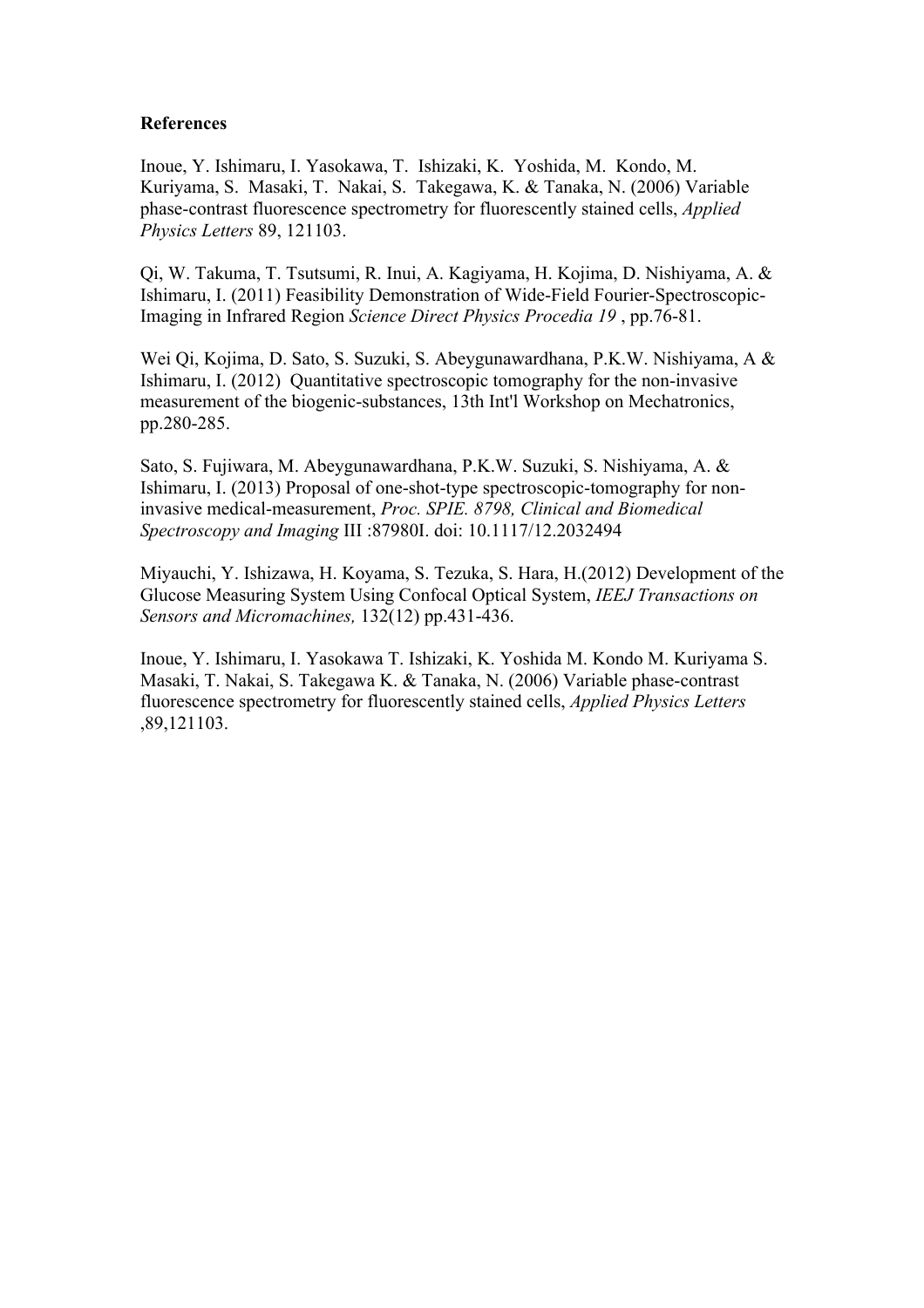**References**

Inoue, Y. Ishimaru, I. Yasokawa, T. Ishizaki, K. Yoshida, M. Kondo, M. Kuriyama, S. Masaki, T. Nakai, S. Takegawa, K. & Tanaka, N. (2006) Variable phase-contrast fluorescence spectrometry for fluorescently stained cells, *Applied Physics Letters* 89, 121103.

Qi, W. Takuma, T. Tsutsumi, R. Inui, A. Kagiyama, H. Kojima, D. Nishiyama, A. & Ishimaru, I. (2011) Feasibility Demonstration of Wide-Field Fourier-Spectroscopic-Imaging in Infrared Region *Science Direct Physics Procedia 19* , pp.76-81.

Wei Qi, Kojima, D. Sato, S. Suzuki, S. Abeygunawardhana, P.K.W. Nishiyama, A & Ishimaru, I. (2012) Quantitative spectroscopic tomography for the non-invasive measurement of the biogenic-substances, 13th Int'l Workshop on Mechatronics, pp.280-285.

Sato, S. Fujiwara, M. Abeygunawardhana, P.K.W. Suzuki, S. Nishiyama, A. & Ishimaru, I. (2013) Proposal of one-shot-type spectroscopic-tomography for non-invasive medical-measurement, *Proc. SPIE. 8798, Clinical and Biomedical Spectroscopy and Imaging* III :87980I. doi: 10.1117/12.2032494

Miyauchi, Y. Ishizawa, H. Koyama, S. Tezuka, S. Hara, H.(2012) Development of the Glucose Measuring System Using Confocal Optical System, *IEEJ Transactions on Sensors and Micromachines,* 132(12) pp.431-436.

Inoue, Y. Ishimaru, I. Yasokawa T. Ishizaki, K. Yoshida M. Kondo M. Kuriyama S. Masaki, T. Nakai, S. Takegawa K. & Tanaka, N. (2006) Variable phase-contrast fluorescence spectrometry for fluorescently stained cells, *Applied Physics Letters* ,89,121103.